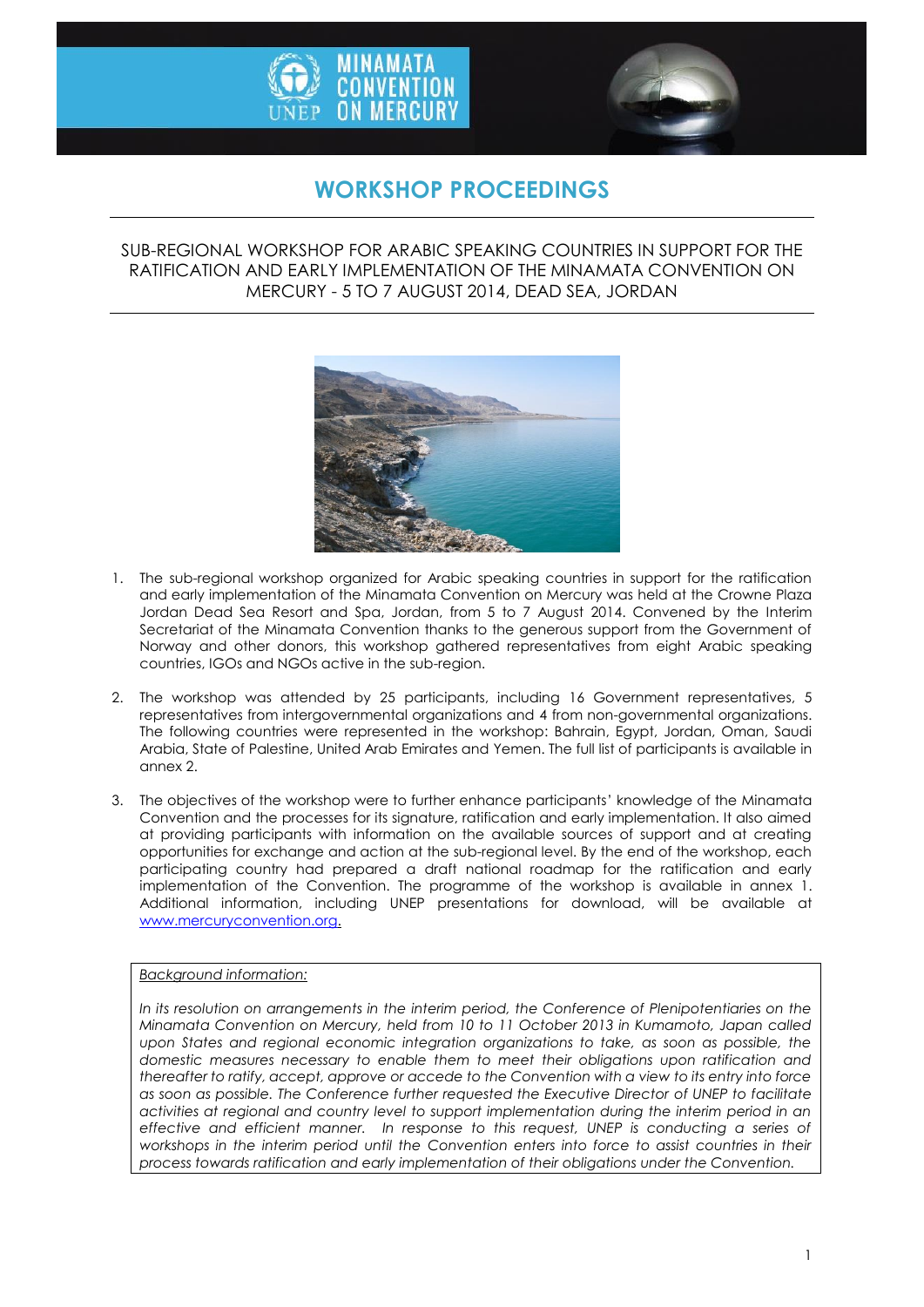MINAMATA CONVENTION ON MERCURY

# WORKSHOP PROCEEDINGS

## SUB-REGIONAL WORKSHOP FOR ARABIC SPEAKING COUNTRIES IN SUPPORT FOR THE RATIFICATION AND EARLY IMPLEMENTATION OF THE MINAMATA CONVENTION ON MERCURY - 5 TO 7 AUGUST 2014, DEAD SEA, JORDAN

1. The sub-regional workshop organized for Arabic speaking countries in support for the ratification and early implementation of the Minamata Convention on Mercury was held at the Crowne Plaza Jordan Dead Sea Resort and Spa, Jordan, from 5 to 7 August 2014. Convened by the Interim Secretariat of the Minamata Convention thanks to the generous support from the Government of Norway and other donors, this workshop gathered representatives from eight Arabic speaking countries, IGOs and NGOs active in the sub-region.

2. The workshop was attended by 25 participants, including 16 Government representatives, 5 representatives from intergovernmental organizations and 4 from non-governmental organizations. The following countries were represented in the workshop: Bahrain, Egypt, Jordan, Oman, Saudi Arabia, State of Palestine, United Arab Emirates and Yemen. The full list of participants is available in annex 2.

3. The objectives of the workshop were to further enhance participants' knowledge of the Minamata Convention and the processes for its signature, ratification and early implementation. It also aimed at providing participants with information on the available sources of support and at creating opportunities for exchange and action at the sub-regional level. By the end of the workshop, each participating country had prepared a draft national roadmap for the ratification and early implementation of the Convention. The programme of the workshop is available in annex 1. Additional information, including UNEP presentations for download, will be available at www.mercuryconvention.org.

<u>*Background information:*</u>

*In its resolution on arrangements in the interim period, the Conference of Plenipotentiaries on the Minamata Convention on Mercury, held from 10 to 11 October 2013 in Kumamoto, Japan called upon States and regional economic integration organizations to take, as soon as possible, the domestic measures necessary to enable them to meet their obligations upon ratification and thereafter to ratify, accept, approve or accede to the Convention with a view to its entry into force as soon as possible. The Conference further requested the Executive Director of UNEP to facilitate activities at regional and country level to support implementation during the interim period in an effective and efficient manner. In response to this request, UNEP is conducting a series of workshops in the interim period until the Convention enters into force to assist countries in their process towards ratification and early implementation of their obligations under the Convention.*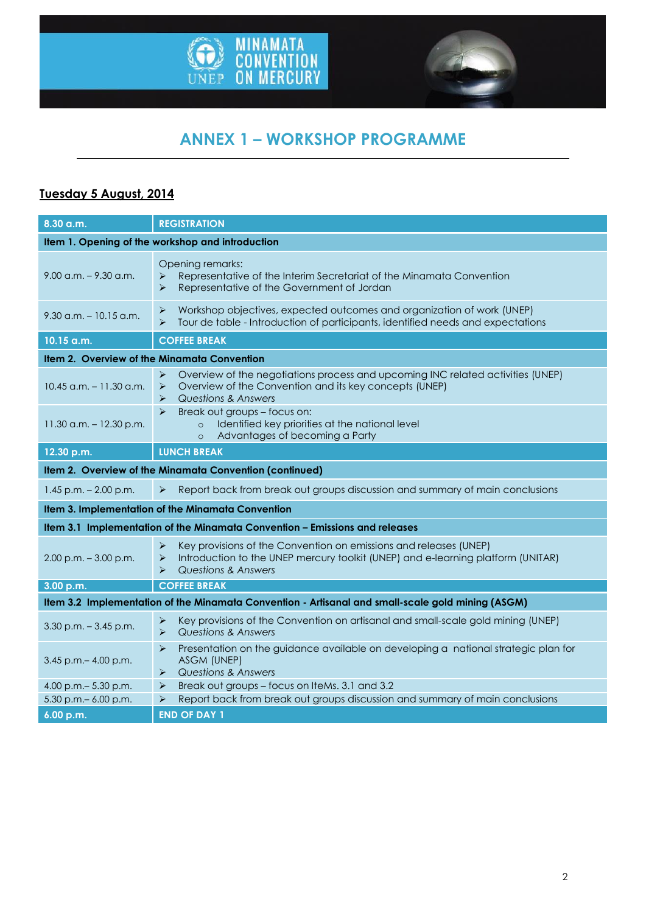# ANNEX 1 – WORKSHOP PROGRAMME

**Tuesday 5 August, 2014**

| 8.30 a.m. | REGISTRATION |
|---|---|
| **Item 1. Opening of the workshop and introduction** | |
| 9.00 a.m. – 9.30 a.m. | Opening remarks:<br>➢ Representative of the Interim Secretariat of the Minamata Convention<br>➢ Representative of the Government of Jordan |
| 9.30 a.m. – 10.15 a.m. | ➢ Workshop objectives, expected outcomes and organization of work (UNEP)<br>➢ Tour de table - Introduction of participants, identified needs and expectations |
| 10.15 a.m. | COFFEE BREAK |
| **Item 2. Overview of the Minamata Convention** | |
| 10.45 a.m. – 11.30 a.m. | ➢ Overview of the negotiations process and upcoming INC related activities (UNEP)<br>➢ Overview of the Convention and its key concepts (UNEP)<br>➢ *Questions & Answers* |
| 11.30 a.m. – 12.30 p.m. | ➢ Break out groups – focus on:<br>o Identified key priorities at the national level<br>o Advantages of becoming a Party |
| 12.30 p.m. | LUNCH BREAK |
| **Item 2. Overview of the Minamata Convention (continued)** | |
| 1.45 p.m. – 2.00 p.m. | ➢ Report back from break out groups discussion and summary of main conclusions |
| **Item 3. Implementation of the Minamata Convention** | |
| **Item 3.1 Implementation of the Minamata Convention – Emissions and releases** | |
| 2.00 p.m. – 3.00 p.m. | ➢ Key provisions of the Convention on emissions and releases (UNEP)<br>➢ Introduction to the UNEP mercury toolkit (UNEP) and e-learning platform (UNITAR)<br>➢ *Questions & Answers* |
| 3.00 p.m. | COFFEE BREAK |
| **Item 3.2 Implementation of the Minamata Convention - Artisanal and small-scale gold mining (ASGM)** | |
| 3.30 p.m. – 3.45 p.m. | ➢ Key provisions of the Convention on artisanal and small-scale gold mining (UNEP)<br>➢ *Questions & Answers* |
| 3.45 p.m.– 4.00 p.m. | ➢ Presentation on the guidance available on developing a national strategic plan for ASGM (UNEP)<br>➢ *Questions & Answers* |
| 4.00 p.m.– 5.30 p.m. | ➢ Break out groups – focus on IteMs. 3.1 and 3.2 |
| 5.30 p.m.– 6.00 p.m. | ➢ Report back from break out groups discussion and summary of main conclusions |
| 6.00 p.m. | END OF DAY 1 |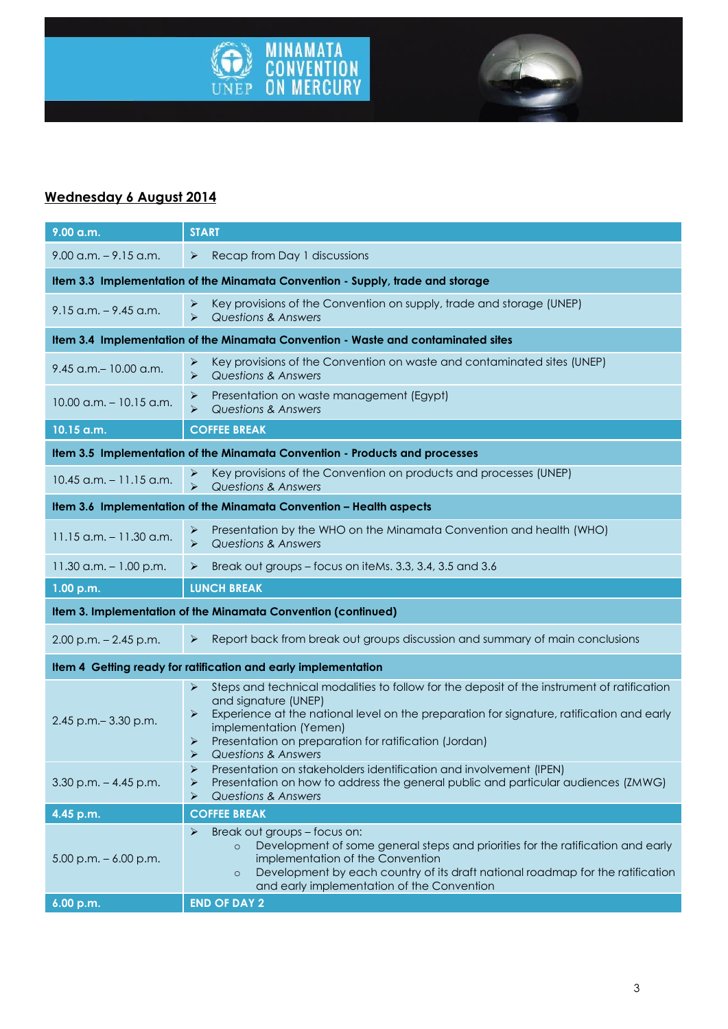## Wednesday 6 August 2014

| 9.00 a.m. | START |
|---|---|
| 9.00 a.m. – 9.15 a.m. | ➢ Recap from Day 1 discussions |
| **Item 3.3 Implementation of the Minamata Convention - Supply, trade and storage** | |
| 9.15 a.m. – 9.45 a.m. | ➢ Key provisions of the Convention on supply, trade and storage (UNEP)<br>➢ *Questions & Answers* |
| **Item 3.4 Implementation of the Minamata Convention - Waste and contaminated sites** | |
| 9.45 a.m.– 10.00 a.m. | ➢ Key provisions of the Convention on waste and contaminated sites (UNEP)<br>➢ *Questions & Answers* |
| 10.00 a.m. – 10.15 a.m. | ➢ Presentation on waste management (Egypt)<br>➢ *Questions & Answers* |
| **10.15 a.m.** | **COFFEE BREAK** |
| **Item 3.5 Implementation of the Minamata Convention - Products and processes** | |
| 10.45 a.m. – 11.15 a.m. | ➢ Key provisions of the Convention on products and processes (UNEP)<br>➢ *Questions & Answers* |
| **Item 3.6 Implementation of the Minamata Convention – Health aspects** | |
| 11.15 a.m. – 11.30 a.m. | ➢ Presentation by the WHO on the Minamata Convention and health (WHO)<br>➢ *Questions & Answers* |
| 11.30 a.m. – 1.00 p.m. | ➢ Break out groups – focus on iteMs. 3.3, 3.4, 3.5 and 3.6 |
| **1.00 p.m.** | **LUNCH BREAK** |
| **Item 3. Implementation of the Minamata Convention (continued)** | |
| 2.00 p.m. – 2.45 p.m. | ➢ Report back from break out groups discussion and summary of main conclusions |
| **Item 4 Getting ready for ratification and early implementation** | |
| 2.45 p.m.– 3.30 p.m. | ➢ Steps and technical modalities to follow for the deposit of the instrument of ratification and signature (UNEP)<br>➢ Experience at the national level on the preparation for signature, ratification and early implementation (Yemen)<br>➢ Presentation on preparation for ratification (Jordan)<br>➢ *Questions & Answers* |
| 3.30 p.m. – 4.45 p.m. | ➢ Presentation on stakeholders identification and involvement (IPEN)<br>➢ Presentation on how to address the general public and particular audiences (ZMWG)<br>➢ *Questions & Answers* |
| **4.45 p.m.** | **COFFEE BREAK** |
| 5.00 p.m. – 6.00 p.m. | ➢ Break out groups – focus on:<br>○ Development of some general steps and priorities for the ratification and early implementation of the Convention<br>○ Development by each country of its draft national roadmap for the ratification and early implementation of the Convention |
| **6.00 p.m.** | **END OF DAY 2** |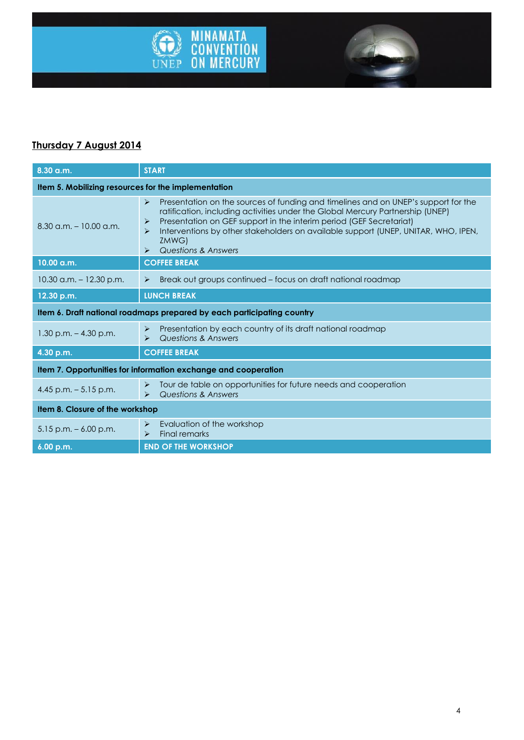## Thursday 7 August 2014

| 8.30 a.m. | START |
|---|---|
| **Item 5. Mobilizing resources for the implementation** | |
| 8.30 a.m. – 10.00 a.m. | ➢ Presentation on the sources of funding and timelines and on UNEP's support for the ratification, including activities under the Global Mercury Partnership (UNEP)<br>➢ Presentation on GEF support in the interim period (GEF Secretariat)<br>➢ Interventions by other stakeholders on available support (UNEP, UNITAR, WHO, IPEN, ZMWG)<br>➢ *Questions & Answers* |
| **10.00 a.m.** | **COFFEE BREAK** |
| 10.30 a.m. – 12.30 p.m. | ➢ Break out groups continued – focus on draft national roadmap |
| **12.30 p.m.** | **LUNCH BREAK** |
| **Item 6. Draft national roadmaps prepared by each participating country** | |
| 1.30 p.m. – 4.30 p.m. | ➢ Presentation by each country of its draft national roadmap<br>➢ *Questions & Answers* |
| **4.30 p.m.** | **COFFEE BREAK** |
| **Item 7. Opportunities for information exchange and cooperation** | |
| 4.45 p.m. – 5.15 p.m. | ➢ Tour de table on opportunities for future needs and cooperation<br>➢ *Questions & Answers* |
| **Item 8. Closure of the workshop** | |
| 5.15 p.m. – 6.00 p.m. | ➢ Evaluation of the workshop<br>➢ Final remarks |
| **6.00 p.m.** | **END OF THE WORKSHOP** |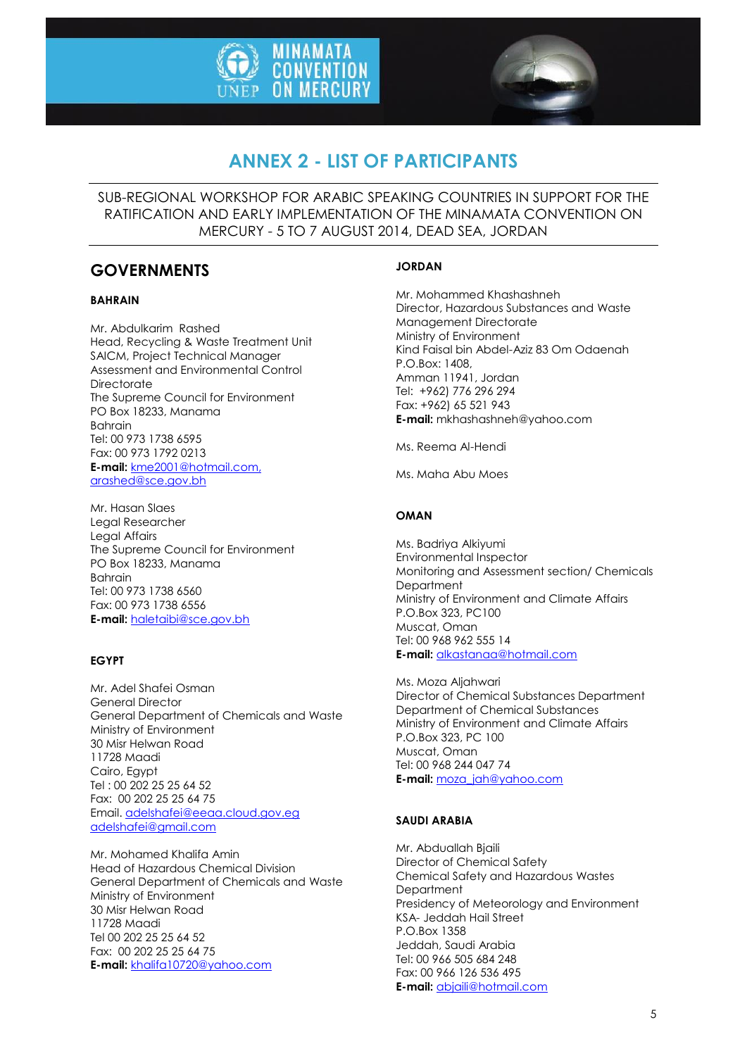# ANNEX 2 - LIST OF PARTICIPANTS

SUB-REGIONAL WORKSHOP FOR ARABIC SPEAKING COUNTRIES IN SUPPORT FOR THE RATIFICATION AND EARLY IMPLEMENTATION OF THE MINAMATA CONVENTION ON MERCURY - 5 TO 7 AUGUST 2014, DEAD SEA, JORDAN

## GOVERNMENTS

### BAHRAIN

Mr. Abdulkarim Rashed
Head, Recycling & Waste Treatment Unit
SAICM, Project Technical Manager
Assessment and Environmental Control Directorate
The Supreme Council for Environment
PO Box 18233, Manama
Bahrain
Tel: 00 973 1738 6595
Fax: 00 973 1792 0213
**E-mail:** kme2001@hotmail.com, arashed@sce.gov.bh

Mr. Hasan Slaes
Legal Researcher
Legal Affairs
The Supreme Council for Environment
PO Box 18233, Manama
Bahrain
Tel: 00 973 1738 6560
Fax: 00 973 1738 6556
**E-mail:** haletaibi@sce.gov.bh

### EGYPT

Mr. Adel Shafei Osman
General Director
General Department of Chemicals and Waste
Ministry of Environment
30 Misr Helwan Road
11728 Maadi
Cairo, Egypt
Tel : 00 202 25 25 64 52
Fax: 00 202 25 25 64 75
Email. adelshafei@eeaa.cloud.gov.eg
adelshafei@gmail.com

Mr. Mohamed Khalifa Amin
Head of Hazardous Chemical Division
General Department of Chemicals and Waste
Ministry of Environment
30 Misr Helwan Road
11728 Maadi
Tel 00 202 25 25 64 52
Fax: 00 202 25 25 64 75
**E-mail:** khalifa10720@yahoo.com

### JORDAN

Mr. Mohammed Khashashneh
Director, Hazardous Substances and Waste Management Directorate
Ministry of Environment
Kind Faisal bin Abdel-Aziz 83 Om Odaenah
P.O.Box: 1408,
Amman 11941, Jordan
Tel: +962) 776 296 294
Fax: +962) 65 521 943
**E-mail:** mkhashashneh@yahoo.com

Ms. Reema Al-Hendi

Ms. Maha Abu Moes

### OMAN

Ms. Badriya Alkiyumi
Environmental Inspector
Monitoring and Assessment section/ Chemicals Department
Ministry of Environment and Climate Affairs
P.O.Box 323, PC100
Muscat, Oman
Tel: 00 968 962 555 14
**E-mail:** alkastanaa@hotmail.com

Ms. Moza Aljahwari
Director of Chemical Substances Department
Department of Chemical Substances
Ministry of Environment and Climate Affairs
P.O.Box 323, PC 100
Muscat, Oman
Tel: 00 968 244 047 74
**E-mail:** moza_jah@yahoo.com

### SAUDI ARABIA

Mr. Abduallah Bjaili
Director of Chemical Safety
Chemical Safety and Hazardous Wastes Department
Presidency of Meteorology and Environment
KSA- Jeddah Hail Street
P.O.Box 1358
Jeddah, Saudi Arabia
Tel: 00 966 505 684 248
Fax: 00 966 126 536 495
**E-mail:** abjaili@hotmail.com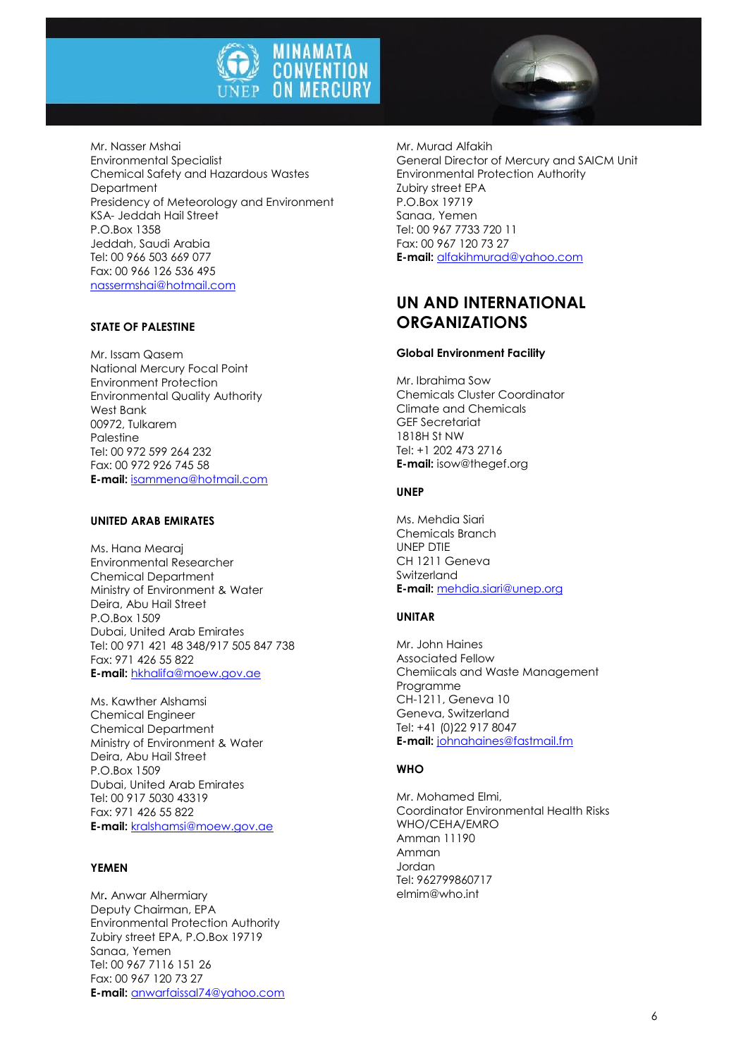Mr. Nasser Mshai
Environmental Specialist
Chemical Safety and Hazardous Wastes Department
Presidency of Meteorology and Environment
KSA- Jeddah Hail Street
P.O.Box 1358
Jeddah, Saudi Arabia
Tel: 00 966 503 669 077
Fax: 00 966 126 536 495
nassermshai@hotmail.com

#### STATE OF PALESTINE

Mr. Issam Qasem
National Mercury Focal Point
Environment Protection
Environmental Quality Authority
West Bank
00972, Tulkarem
Palestine
Tel: 00 972 599 264 232
Fax: 00 972 926 745 58
**E-mail:** isammena@hotmail.com

#### UNITED ARAB EMIRATES

Ms. Hana Mearaj
Environmental Researcher
Chemical Department
Ministry of Environment & Water
Deira, Abu Hail Street
P.O.Box 1509
Dubai, United Arab Emirates
Tel: 00 971 421 48 348/917 505 847 738
Fax: 971 426 55 822
**E-mail:** hkhalifa@moew.gov.ae

Ms. Kawther Alshamsi
Chemical Engineer
Chemical Department
Ministry of Environment & Water
Deira, Abu Hail Street
P.O.Box 1509
Dubai, United Arab Emirates
Tel: 00 917 5030 43319
Fax: 971 426 55 822
**E-mail:** kralshamsi@moew.gov.ae

#### YEMEN

Mr. Anwar Alhermiary
Deputy Chairman, EPA
Environmental Protection Authority
Zubiry street EPA, P.O.Box 19719
Sanaa, Yemen
Tel: 00 967 7116 151 26
Fax: 00 967 120 73 27
**E-mail:** anwarfaissal74@yahoo.com

Mr. Murad Alfakih
General Director of Mercury and SAICM Unit
Environmental Protection Authority
Zubiry street EPA
P.O.Box 19719
Sanaa, Yemen
Tel: 00 967 7733 720 11
Fax: 00 967 120 73 27
**E-mail:** alfakihmurad@yahoo.com

## UN AND INTERNATIONAL ORGANIZATIONS

#### Global Environment Facility

Mr. Ibrahima Sow
Chemicals Cluster Coordinator
Climate and Chemicals
GEF Secretariat
1818H St NW
Tel: +1 202 473 2716
**E-mail:** isow@thegef.org

#### UNEP

Ms. Mehdia Siari
Chemicals Branch
UNEP DTIE
CH 1211 Geneva
Switzerland
**E-mail:** mehdia.siari@unep.org

#### UNITAR

Mr. John Haines
Associated Fellow
Chemiicals and Waste Management Programme
CH-1211, Geneva 10
Geneva, Switzerland
Tel: +41 (0)22 917 8047
**E-mail:** johnahaines@fastmail.fm

#### WHO

Mr. Mohamed Elmi,
Coordinator Environmental Health Risks
WHO/CEHA/EMRO
Amman 11190
Amman
Jordan
Tel: 962799860717
elmim@who.int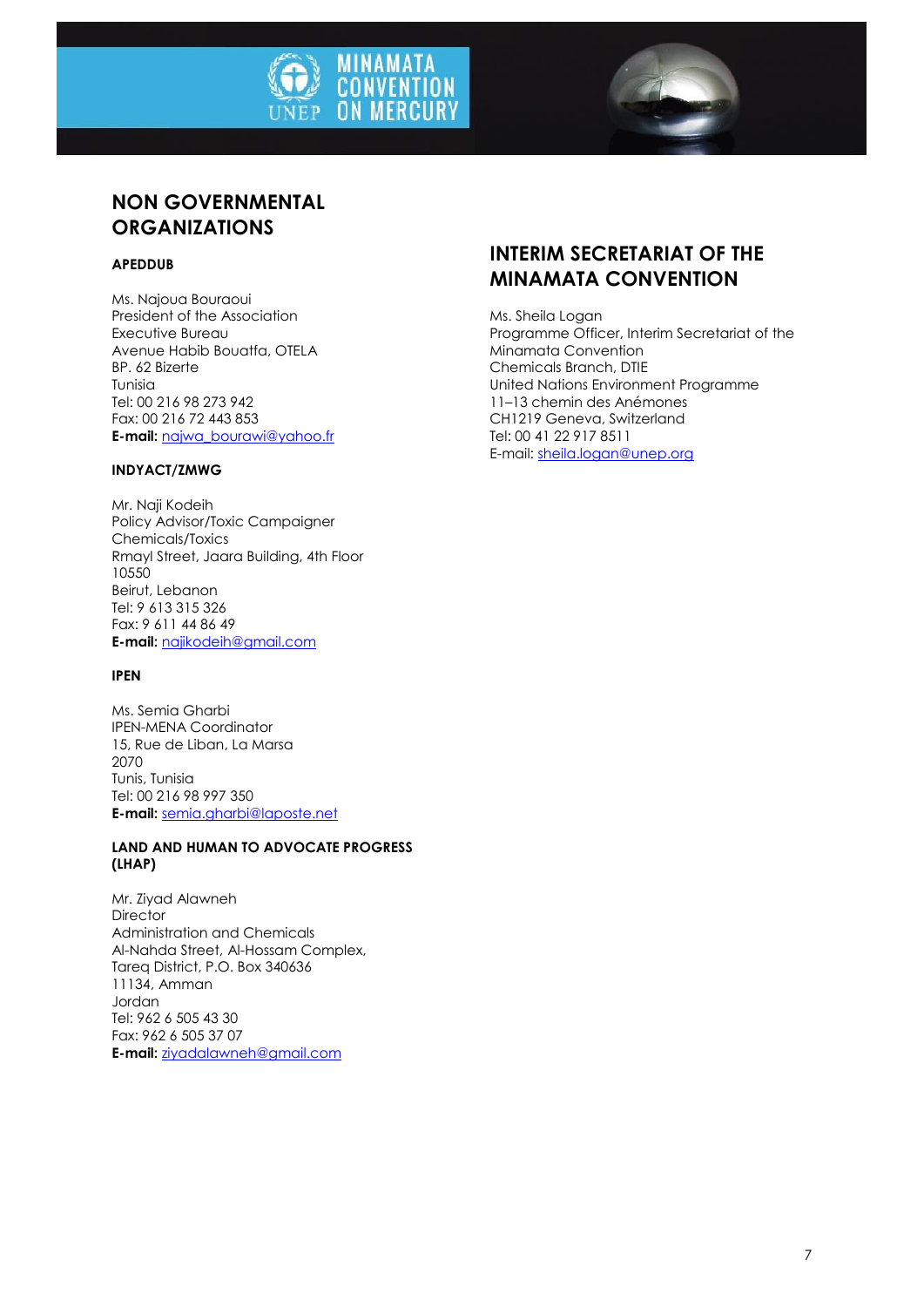## NON GOVERNMENTAL ORGANIZATIONS

**APEDDUB**

Ms. Najoua Bouraoui
President of the Association
Executive Bureau
Avenue Habib Bouatfa, OTELA
BP. 62 Bizerte
Tunisia
Tel: 00 216 98 273 942
Fax: 00 216 72 443 853
**E-mail:** najwa_bourawi@yahoo.fr

**INDYACT/ZMWG**

Mr. Naji Kodeih
Policy Advisor/Toxic Campaigner
Chemicals/Toxics
Rmayl Street, Jaara Building, 4th Floor
10550
Beirut, Lebanon
Tel: 9 613 315 326
Fax: 9 611 44 86 49
**E-mail:** najikodeih@gmail.com

**IPEN**

Ms. Semia Gharbi
IPEN-MENA Coordinator
15, Rue de Liban, La Marsa
2070
Tunis, Tunisia
Tel: 00 216 98 997 350
**E-mail:** semia.gharbi@laposte.net

**LAND AND HUMAN TO ADVOCATE PROGRESS (LHAP)**

Mr. Ziyad Alawneh
Director
Administration and Chemicals
Al-Nahda Street, Al-Hossam Complex,
Tareq District, P.O. Box 340636
11134, Amman
Jordan
Tel: 962 6 505 43 30
Fax: 962 6 505 37 07
**E-mail:** ziyadalawneh@gmail.com

## INTERIM SECRETARIAT OF THE MINAMATA CONVENTION

Ms. Sheila Logan
Programme Officer, Interim Secretariat of the Minamata Convention
Chemicals Branch, DTIE
United Nations Environment Programme
11–13 chemin des Anémones
CH1219 Geneva, Switzerland
Tel: 00 41 22 917 8511
E-mail: sheila.logan@unep.org